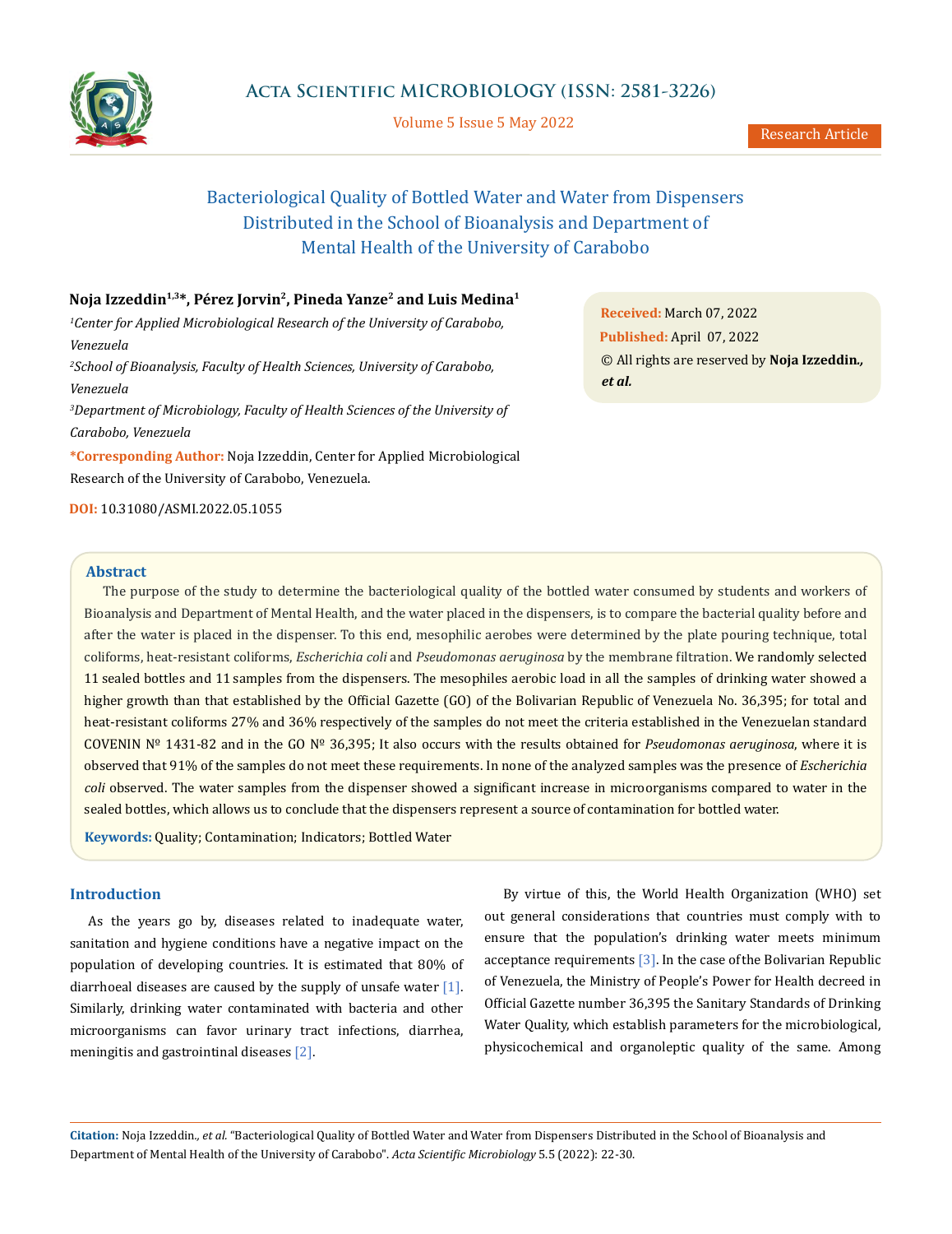# Bacteriological Quality of Bottled Water and Water from Dispensers Distributed in the School of Bioanalysis and Department of Mental Health of the University of Carabobo

**Noja Izzeddin[1,3]*, Pérez Jorvin[2], Pineda Yanze[2] and Luis Medina[1]**

[1] *Center for Applied Microbiological Research of the University of Carabobo, Venezuela*

[2] *School of Bioanalysis, Faculty of Health Sciences, University of Carabobo, Venezuela*

[3] *Department of Microbiology, Faculty of Health Sciences of the University of Carabobo, Venezuela*

**\*Corresponding Author:** Noja Izzeddin, Center for Applied Microbiological Research of the University of Carabobo, Venezuela.

**DOI:** 10.31080/ASMI.2022.05.1055

**Received:** March 07, 2022
**Published:** April 07, 2022
© All rights are reserved by **Noja Izzeddin., *et al.***

## Abstract

The purpose of the study to determine the bacteriological quality of the bottled water consumed by students and workers of Bioanalysis and Department of Mental Health, and the water placed in the dispensers, is to compare the bacterial quality before and after the water is placed in the dispenser. To this end, mesophilic aerobes were determined by the plate pouring technique, total coliforms, heat-resistant coliforms, *Escherichia coli* and *Pseudomonas aeruginosa* by the membrane filtration. We randomly selected 11 sealed bottles and 11 samples from the dispensers. The mesophiles aerobic load in all the samples of drinking water showed a higher growth than that established by the Official Gazette (GO) of the Bolivarian Republic of Venezuela No. 36,395; for total and heat-resistant coliforms 27% and 36% respectively of the samples do not meet the criteria established in the Venezuelan standard COVENIN Nº 1431-82 and in the GO Nº 36,395; It also occurs with the results obtained for *Pseudomonas aeruginosa*, where it is observed that 91% of the samples do not meet these requirements. In none of the analyzed samples was the presence of *Escherichia coli* observed. The water samples from the dispenser showed a significant increase in microorganisms compared to water in the sealed bottles, which allows us to conclude that the dispensers represent a source of contamination for bottled water.

**Keywords:** Quality; Contamination; Indicators; Bottled Water

## Introduction

As the years go by, diseases related to inadequate water, sanitation and hygiene conditions have a negative impact on the population of developing countries. It is estimated that 80% of diarrhoeal diseases are caused by the supply of unsafe water [1]. Similarly, drinking water contaminated with bacteria and other microorganisms can favor urinary tract infections, diarrhea, meningitis and gastrointinal diseases [2].

By virtue of this, the World Health Organization (WHO) set out general considerations that countries must comply with to ensure that the population's drinking water meets minimum acceptance requirements [3]. In the case of the Bolivarian Republic of Venezuela, the Ministry of People's Power for Health decreed in Official Gazette number 36,395 the Sanitary Standards of Drinking Water Quality, which establish parameters for the microbiological, physicochemical and organoleptic quality of the same. Among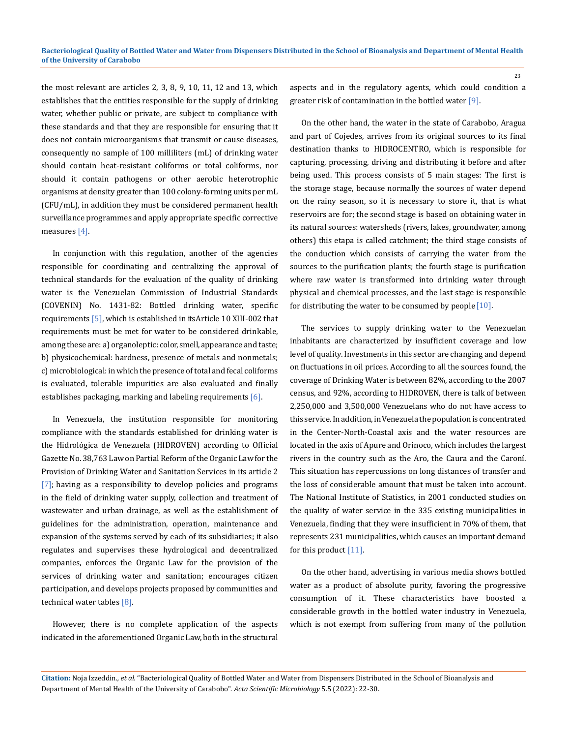the most relevant are articles 2, 3, 8, 9, 10, 11, 12 and 13, which establishes that the entities responsible for the supply of drinking water, whether public or private, are subject to compliance with these standards and that they are responsible for ensuring that it does not contain microorganisms that transmit or cause diseases, consequently no sample of 100 milliliters (mL) of drinking water should contain heat-resistant coliforms or total coliforms, nor should it contain pathogens or other aerobic heterotrophic organisms at density greater than 100 colony-forming units per mL (CFU/mL), in addition they must be considered permanent health surveillance programmes and apply appropriate specific corrective measures [4].

In conjunction with this regulation, another of the agencies responsible for coordinating and centralizing the approval of technical standards for the evaluation of the quality of drinking water is the Venezuelan Commission of Industrial Standards (COVENIN) No. 1431-82: Bottled drinking water, specific requirements [5], which is established in itsArticle 10 XIII-002 that requirements must be met for water to be considered drinkable, among these are: a) organoleptic: color, smell, appearance and taste; b) physicochemical: hardness, presence of metals and nonmetals; c) microbiological: in which the presence of total and fecal coliforms is evaluated, tolerable impurities are also evaluated and finally establishes packaging, marking and labeling requirements [6].

In Venezuela, the institution responsible for monitoring compliance with the standards established for drinking water is the Hidrológica de Venezuela (HIDROVEN) according to Official Gazette No. 38,763 Law on Partial Reform of the Organic Law for the Provision of Drinking Water and Sanitation Services in its article 2 [7]; having as a responsibility to develop policies and programs in the field of drinking water supply, collection and treatment of wastewater and urban drainage, as well as the establishment of guidelines for the administration, operation, maintenance and expansion of the systems served by each of its subsidiaries; it also regulates and supervises these hydrological and decentralized companies, enforces the Organic Law for the provision of the services of drinking water and sanitation; encourages citizen participation, and develops projects proposed by communities and technical water tables [8].

However, there is no complete application of the aspects indicated in the aforementioned Organic Law, both in the structural aspects and in the regulatory agents, which could condition a greater risk of contamination in the bottled water [9].

On the other hand, the water in the state of Carabobo, Aragua and part of Cojedes, arrives from its original sources to its final destination thanks to HIDROCENTRO, which is responsible for capturing, processing, driving and distributing it before and after being used. This process consists of 5 main stages: The first is the storage stage, because normally the sources of water depend on the rainy season, so it is necessary to store it, that is what reservoirs are for; the second stage is based on obtaining water in its natural sources: watersheds (rivers, lakes, groundwater, among others) this etapa is called catchment; the third stage consists of the conduction which consists of carrying the water from the sources to the purification plants; the fourth stage is purification where raw water is transformed into drinking water through physical and chemical processes, and the last stage is responsible for distributing the water to be consumed by people [10].

The services to supply drinking water to the Venezuelan inhabitants are characterized by insufficient coverage and low level of quality. Investments in this sector are changing and depend on fluctuations in oil prices. According to all the sources found, the coverage of Drinking Water is between 82%, according to the 2007 census, and 92%, according to HIDROVEN, there is talk of between 2,250,000 and 3,500,000 Venezuelans who do not have access to this service. In addition, in Venezuela the population is concentrated in the Center-North-Coastal axis and the water resources are located in the axis of Apure and Orinoco, which includes the largest rivers in the country such as the Aro, the Caura and the Caroní. This situation has repercussions on long distances of transfer and the loss of considerable amount that must be taken into account. The National Institute of Statistics, in 2001 conducted studies on the quality of water service in the 335 existing municipalities in Venezuela, finding that they were insufficient in 70% of them, that represents 231 municipalities, which causes an important demand for this product [11].

On the other hand, advertising in various media shows bottled water as a product of absolute purity, favoring the progressive consumption of it. These characteristics have boosted a considerable growth in the bottled water industry in Venezuela, which is not exempt from suffering from many of the pollution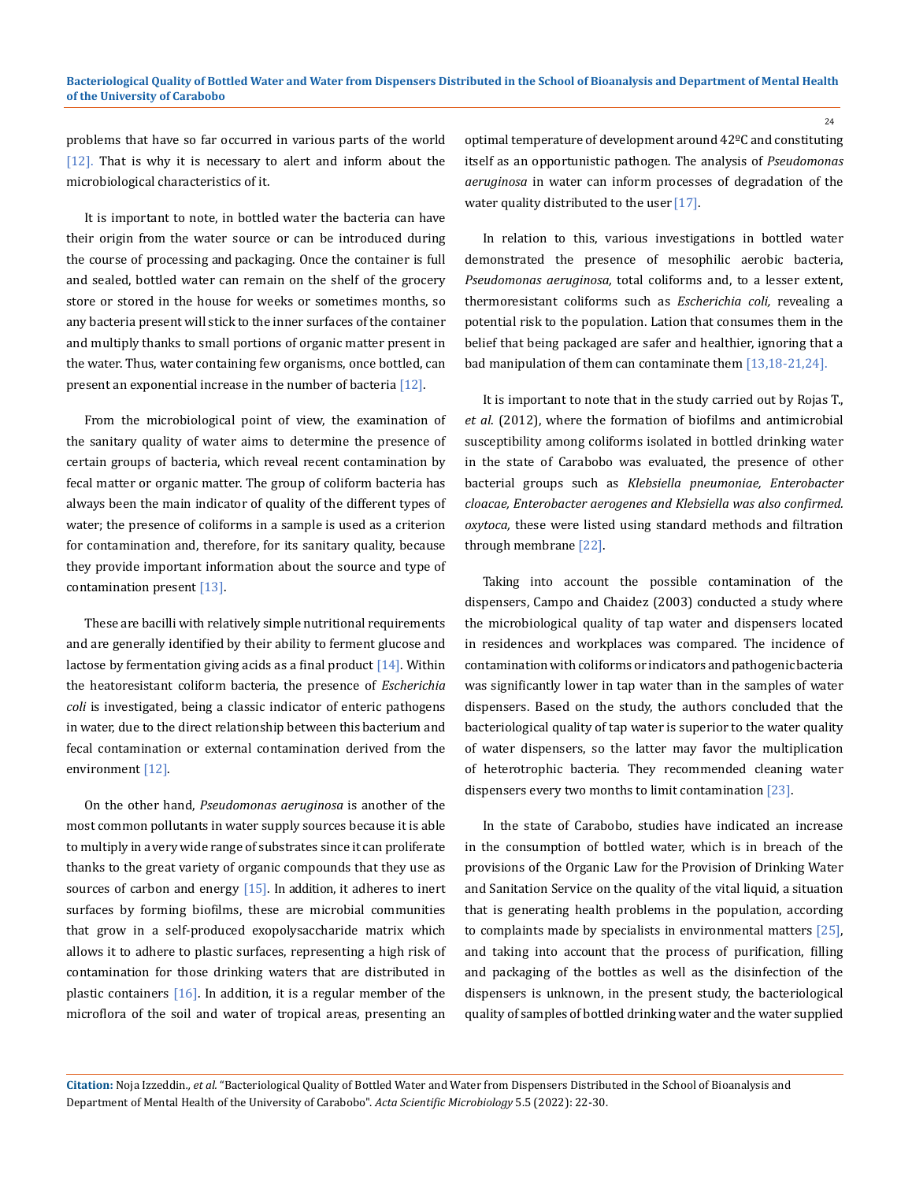problems that have so far occurred in various parts of the world [12]. That is why it is necessary to alert and inform about the microbiological characteristics of it.

It is important to note, in bottled water the bacteria can have their origin from the water source or can be introduced during the course of processing and packaging. Once the container is full and sealed, bottled water can remain on the shelf of the grocery store or stored in the house for weeks or sometimes months, so any bacteria present will stick to the inner surfaces of the container and multiply thanks to small portions of organic matter present in the water. Thus, water containing few organisms, once bottled, can present an exponential increase in the number of bacteria [12].

From the microbiological point of view, the examination of the sanitary quality of water aims to determine the presence of certain groups of bacteria, which reveal recent contamination by fecal matter or organic matter. The group of coliform bacteria has always been the main indicator of quality of the different types of water; the presence of coliforms in a sample is used as a criterion for contamination and, therefore, for its sanitary quality, because they provide important information about the source and type of contamination present [13].

These are bacilli with relatively simple nutritional requirements and are generally identified by their ability to ferment glucose and lactose by fermentation giving acids as a final product [14]. Within the heatoresistant coliform bacteria, the presence of *Escherichia coli* is investigated, being a classic indicator of enteric pathogens in water, due to the direct relationship between this bacterium and fecal contamination or external contamination derived from the environment [12].

On the other hand, *Pseudomonas aeruginosa* is another of the most common pollutants in water supply sources because it is able to multiply in a very wide range of substrates since it can proliferate thanks to the great variety of organic compounds that they use as sources of carbon and energy [15]. In addition, it adheres to inert surfaces by forming biofilms, these are microbial communities that grow in a self-produced exopolysaccharide matrix which allows it to adhere to plastic surfaces, representing a high risk of contamination for those drinking waters that are distributed in plastic containers [16]. In addition, it is a regular member of the microflora of the soil and water of tropical areas, presenting an optimal temperature of development around 42ºC and constituting itself as an opportunistic pathogen. The analysis of *Pseudomonas aeruginosa* in water can inform processes of degradation of the water quality distributed to the user [17].

In relation to this, various investigations in bottled water demonstrated the presence of mesophilic aerobic bacteria, *Pseudomonas aeruginosa,* total coliforms and, to a lesser extent, thermoresistant coliforms such as *Escherichia coli,* revealing a potential risk to the population. Lation that consumes them in the belief that being packaged are safer and healthier, ignoring that a bad manipulation of them can contaminate them [13,18-21,24].

It is important to note that in the study carried out by Rojas T., *et al*. (2012), where the formation of biofilms and antimicrobial susceptibility among coliforms isolated in bottled drinking water in the state of Carabobo was evaluated, the presence of other bacterial groups such as *Klebsiella pneumoniae, Enterobacter cloacae, Enterobacter aerogenes and Klebsiella was also confirmed. oxytoca,* these were listed using standard methods and filtration through membrane [22].

Taking into account the possible contamination of the dispensers, Campo and Chaidez (2003) conducted a study where the microbiological quality of tap water and dispensers located in residences and workplaces was compared. The incidence of contamination with coliforms or indicators and pathogenic bacteria was significantly lower in tap water than in the samples of water dispensers. Based on the study, the authors concluded that the bacteriological quality of tap water is superior to the water quality of water dispensers, so the latter may favor the multiplication of heterotrophic bacteria. They recommended cleaning water dispensers every two months to limit contamination [23].

In the state of Carabobo, studies have indicated an increase in the consumption of bottled water, which is in breach of the provisions of the Organic Law for the Provision of Drinking Water and Sanitation Service on the quality of the vital liquid, a situation that is generating health problems in the population, according to complaints made by specialists in environmental matters [25], and taking into account that the process of purification, filling and packaging of the bottles as well as the disinfection of the dispensers is unknown, in the present study, the bacteriological quality of samples of bottled drinking water and the water supplied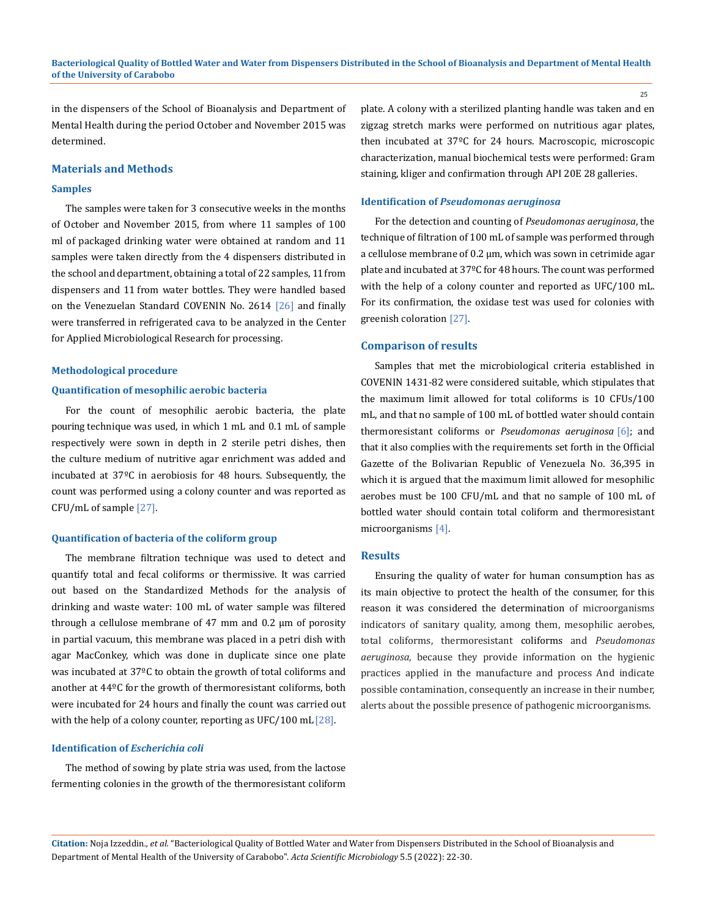in the dispensers of the School of Bioanalysis and Department of Mental Health during the period October and November 2015 was determined.

## Materials and Methods

### Samples

The samples were taken for 3 consecutive weeks in the months of October and November 2015, from where 11 samples of 100 ml of packaged drinking water were obtained at random and 11 samples were taken directly from the 4 dispensers distributed in the school and department, obtaining a total of 22 samples, 11 from dispensers and 11 from water bottles. They were handled based on the Venezuelan Standard COVENIN No. 2614 [26] and finally were transferred in refrigerated cava to be analyzed in the Center for Applied Microbiological Research for processing.

### Methodological procedure

#### Quantification of mesophilic aerobic bacteria

For the count of mesophilic aerobic bacteria, the plate pouring technique was used, in which 1 mL and 0.1 mL of sample respectively were sown in depth in 2 sterile petri dishes, then the culture medium of nutritive agar enrichment was added and incubated at 37ºC in aerobiosis for 48 hours. Subsequently, the count was performed using a colony counter and was reported as CFU/mL of sample [27].

#### Quantification of bacteria of the coliform group

The membrane filtration technique was used to detect and quantify total and fecal coliforms or thermissive. It was carried out based on the Standardized Methods for the analysis of drinking and waste water: 100 mL of water sample was filtered through a cellulose membrane of 47 mm and 0.2 μm of porosity in partial vacuum, this membrane was placed in a petri dish with agar MacConkey, which was done in duplicate since one plate was incubated at 37ºC to obtain the growth of total coliforms and another at 44ºC for the growth of thermoresistant coliforms, both were incubated for 24 hours and finally the count was carried out with the help of a colony counter, reporting as UFC/100 mL [28].

#### Identification of *Escherichia coli*

The method of sowing by plate stria was used, from the lactose fermenting colonies in the growth of the thermoresistant coliform plate. A colony with a sterilized planting handle was taken and en zigzag stretch marks were performed on nutritious agar plates, then incubated at 37ºC for 24 hours. Macroscopic, microscopic characterization, manual biochemical tests were performed: Gram staining, kliger and confirmation through API 20E 28 galleries.

#### Identification of *Pseudomonas aeruginosa*

For the detection and counting of *Pseudomonas aeruginosa*, the technique of filtration of 100 mL of sample was performed through a cellulose membrane of 0.2 μm, which was sown in cetrimide agar plate and incubated at 37ºC for 48 hours. The count was performed with the help of a colony counter and reported as UFC/100 mL. For its confirmation, the oxidase test was used for colonies with greenish coloration [27].

### Comparison of results

Samples that met the microbiological criteria established in COVENIN 1431-82 were considered suitable, which stipulates that the maximum limit allowed for total coliforms is 10 CFUs/100 mL, and that no sample of 100 mL of bottled water should contain thermoresistant coliforms or *Pseudomonas aeruginosa* [6]; and that it also complies with the requirements set forth in the Official Gazette of the Bolivarian Republic of Venezuela No. 36,395 in which it is argued that the maximum limit allowed for mesophilic aerobes must be 100 CFU/mL and that no sample of 100 mL of bottled water should contain total coliform and thermoresistant microorganisms [4].

## Results

Ensuring the quality of water for human consumption has as its main objective to protect the health of the consumer, for this reason it was considered the determination of microorganisms indicators of sanitary quality, among them, mesophilic aerobes, total coliforms, thermoresistant coliforms and *Pseudomonas aeruginosa*, because they provide information on the hygienic practices applied in the manufacture and process And indicate possible contamination, consequently an increase in their number, alerts about the possible presence of pathogenic microorganisms.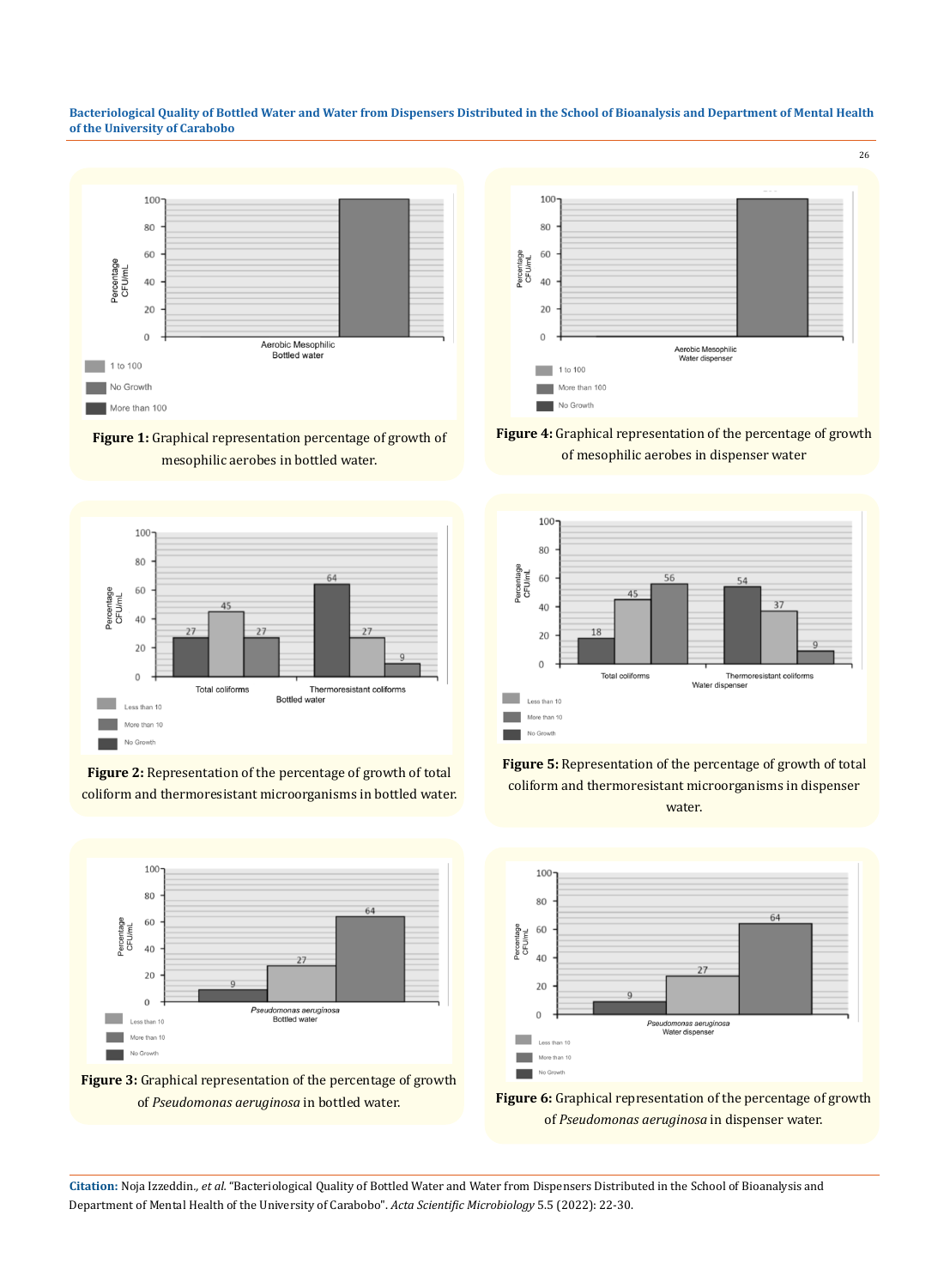Figure 1: Graphical representation percentage of growth of mesophilic aerobes in bottled water.

Figure 4: Graphical representation of the percentage of growth of mesophilic aerobes in dispenser water

Figure 2: Representation of the percentage of growth of total coliform and thermoresistant microorganisms in bottled water.

Figure 5: Representation of the percentage of growth of total coliform and thermoresistant microorganisms in dispenser water.

Figure 3: Graphical representation of the percentage of growth of *Pseudomonas aeruginosa* in bottled water.

Figure 6: Graphical representation of the percentage of growth of *Pseudomonas aeruginosa* in dispenser water.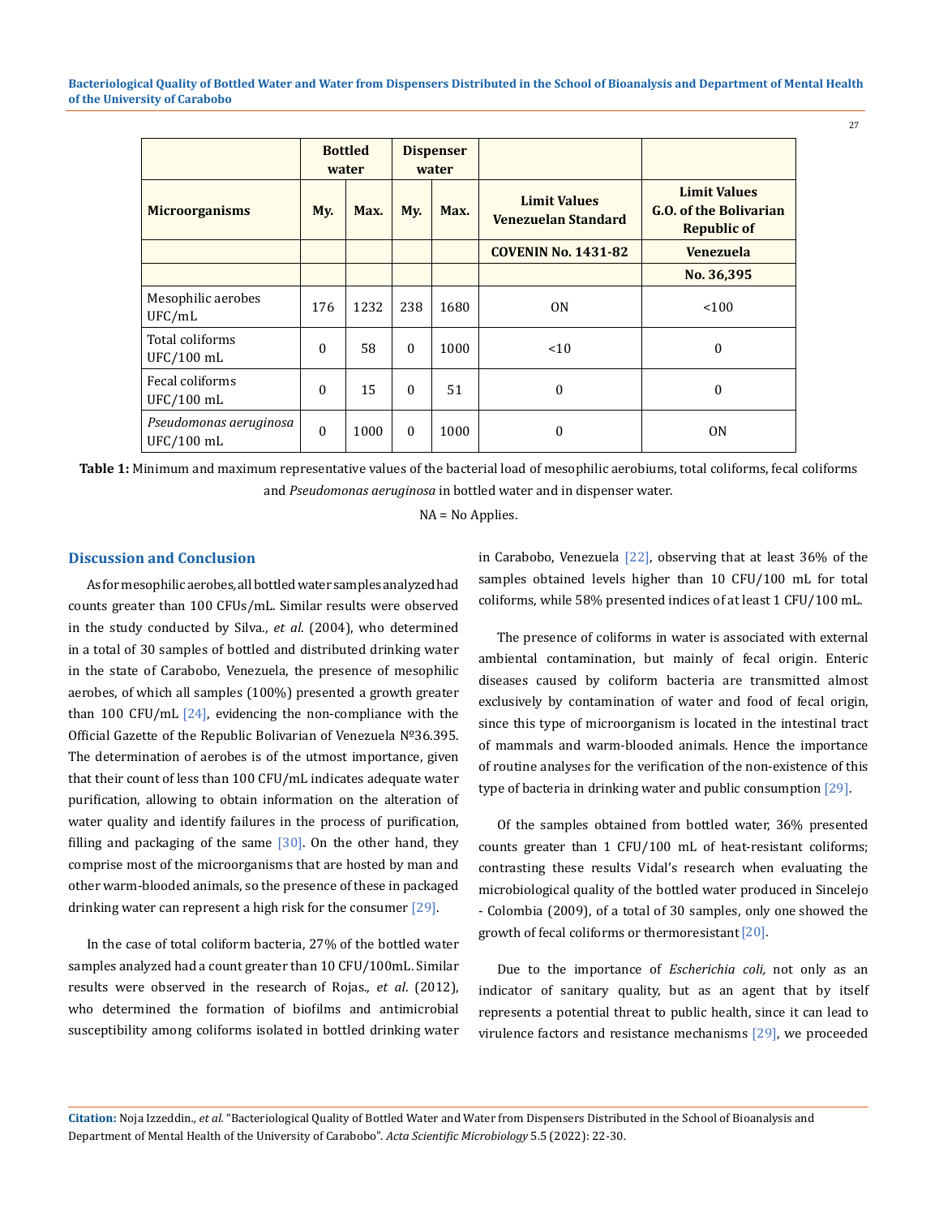| Microorganisms | Bottled water | | Dispenser water | | Limit Values Venezuelan Standard | Limit Values G.O. of the Bolivarian Republic of |
|---|---|---|---|---|---|---|
| | My. | Max. | My. | Max. | COVENIN No. 1431-82 | Venezuela |
| | | | | | | No. 36,395 |
| Mesophilic aerobes UFC/mL | 176 | 1232 | 238 | 1680 | ON | <100 |
| Total coliforms UFC/100 mL | 0 | 58 | 0 | 1000 | <10 | 0 |
| Fecal coliforms UFC/100 mL | 0 | 15 | 0 | 51 | 0 | 0 |
| *Pseudomonas aeruginosa* UFC/100 mL | 0 | 1000 | 0 | 1000 | 0 | ON |

**Table 1:** Minimum and maximum representative values of the bacterial load of mesophilic aerobiums, total coliforms, fecal coliforms and *Pseudomonas aeruginosa* in bottled water and in dispenser water.

NA = No Applies.

## Discussion and Conclusion

As for mesophilic aerobes, all bottled water samples analyzed had counts greater than 100 CFUs/mL. Similar results were observed in the study conducted by Silva., *et al*. (2004), who determined in a total of 30 samples of bottled and distributed drinking water in the state of Carabobo, Venezuela, the presence of mesophilic aerobes, of which all samples (100%) presented a growth greater than 100 CFU/mL [24], evidencing the non-compliance with the Official Gazette of the Republic Bolivarian of Venezuela Nº36.395. The determination of aerobes is of the utmost importance, given that their count of less than 100 CFU/mL indicates adequate water purification, allowing to obtain information on the alteration of water quality and identify failures in the process of purification, filling and packaging of the same [30]. On the other hand, they comprise most of the microorganisms that are hosted by man and other warm-blooded animals, so the presence of these in packaged drinking water can represent a high risk for the consumer [29].

In the case of total coliform bacteria, 27% of the bottled water samples analyzed had a count greater than 10 CFU/100mL. Similar results were observed in the research of Rojas., *et al*. (2012), who determined the formation of biofilms and antimicrobial susceptibility among coliforms isolated in bottled drinking water in Carabobo, Venezuela [22], observing that at least 36% of the samples obtained levels higher than 10 CFU/100 mL for total coliforms, while 58% presented indices of at least 1 CFU/100 mL.

The presence of coliforms in water is associated with external ambiental contamination, but mainly of fecal origin. Enteric diseases caused by coliform bacteria are transmitted almost exclusively by contamination of water and food of fecal origin, since this type of microorganism is located in the intestinal tract of mammals and warm-blooded animals. Hence the importance of routine analyses for the verification of the non-existence of this type of bacteria in drinking water and public consumption [29].

Of the samples obtained from bottled water, 36% presented counts greater than 1 CFU/100 mL of heat-resistant coliforms; contrasting these results Vidal's research when evaluating the microbiological quality of the bottled water produced in Sincelejo - Colombia (2009), of a total of 30 samples, only one showed the growth of fecal coliforms or thermoresistant [20].

Due to the importance of *Escherichia coli,* not only as an indicator of sanitary quality, but as an agent that by itself represents a potential threat to public health, since it can lead to virulence factors and resistance mechanisms [29], we proceeded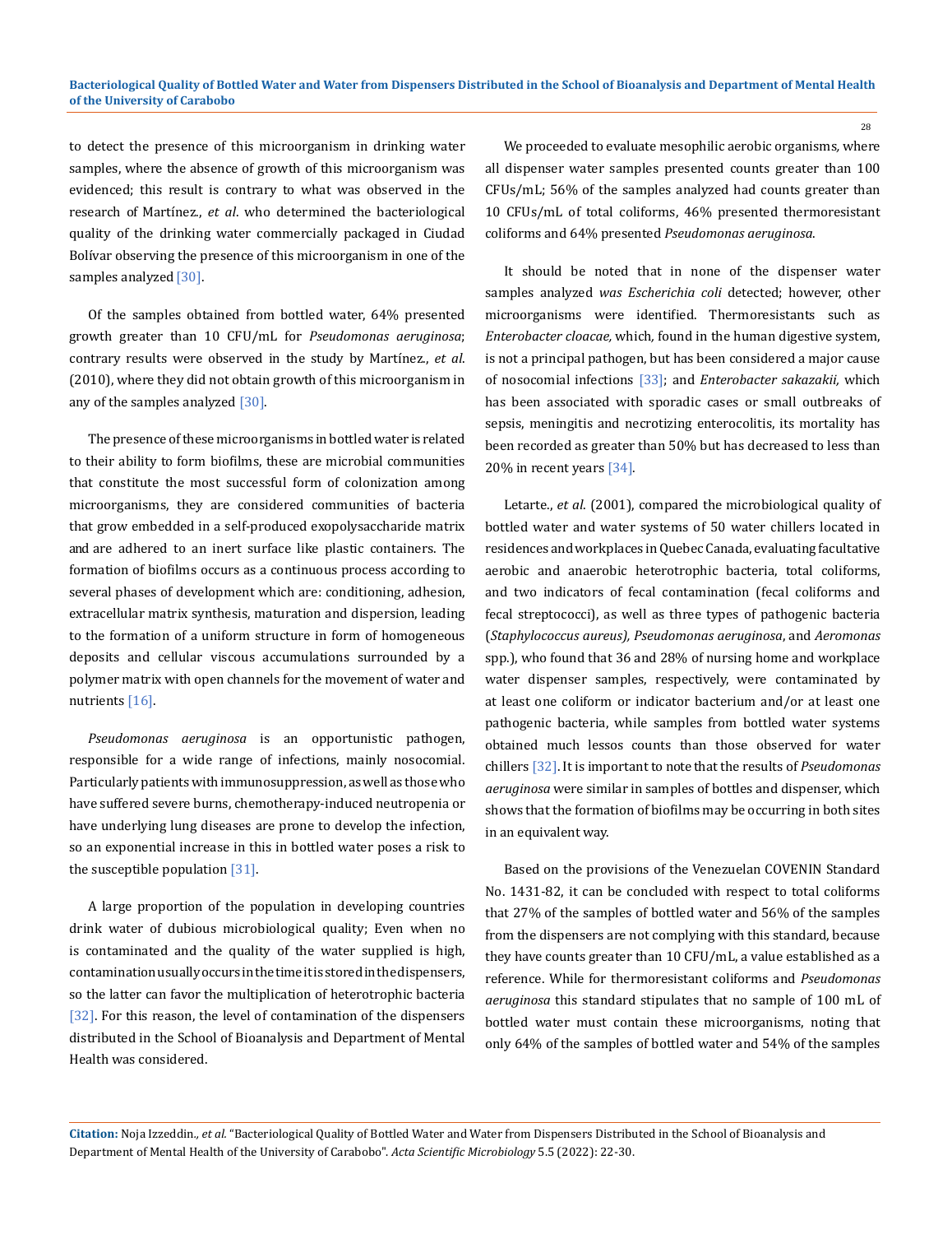to detect the presence of this microorganism in drinking water samples, where the absence of growth of this microorganism was evidenced; this result is contrary to what was observed in the research of Martínez., *et al*. who determined the bacteriological quality of the drinking water commercially packaged in Ciudad Bolívar observing the presence of this microorganism in one of the samples analyzed [30].

Of the samples obtained from bottled water, 64% presented growth greater than 10 CFU/mL for *Pseudomonas aeruginosa*; contrary results were observed in the study by Martínez., *et al*. (2010), where they did not obtain growth of this microorganism in any of the samples analyzed [30].

The presence of these microorganisms in bottled water is related to their ability to form biofilms, these are microbial communities that constitute the most successful form of colonization among microorganisms, they are considered communities of bacteria that grow embedded in a self-produced exopolysaccharide matrix and are adhered to an inert surface like plastic containers. The formation of biofilms occurs as a continuous process according to several phases of development which are: conditioning, adhesion, extracellular matrix synthesis, maturation and dispersion, leading to the formation of a uniform structure in form of homogeneous deposits and cellular viscous accumulations surrounded by a polymer matrix with open channels for the movement of water and nutrients [16].

*Pseudomonas aeruginosa* is an opportunistic pathogen, responsible for a wide range of infections, mainly nosocomial. Particularly patients with immunosuppression, as well as those who have suffered severe burns, chemotherapy-induced neutropenia or have underlying lung diseases are prone to develop the infection, so an exponential increase in this in bottled water poses a risk to the susceptible population [31].

A large proportion of the population in developing countries drink water of dubious microbiological quality; Even when no is contaminated and the quality of the water supplied is high, contamination usually occurs in the time it is stored in the dispensers, so the latter can favor the multiplication of heterotrophic bacteria [32]. For this reason, the level of contamination of the dispensers distributed in the School of Bioanalysis and Department of Mental Health was considered.

We proceeded to evaluate mesophilic aerobic organisms, where all dispenser water samples presented counts greater than 100 CFUs/mL; 56% of the samples analyzed had counts greater than 10 CFUs/mL of total coliforms, 46% presented thermoresistant coliforms and 64% presented *Pseudomonas aeruginosa*.

It should be noted that in none of the dispenser water samples analyzed *was Escherichia coli* detected; however, other microorganisms were identified. Thermoresistants such as *Enterobacter cloacae,* which, found in the human digestive system, is not a principal pathogen, but has been considered a major cause of nosocomial infections [33]; and *Enterobacter sakazakii,* which has been associated with sporadic cases or small outbreaks of sepsis, meningitis and necrotizing enterocolitis, its mortality has been recorded as greater than 50% but has decreased to less than 20% in recent years [34].

Letarte., *et al*. (2001), compared the microbiological quality of bottled water and water systems of 50 water chillers located in residences and workplaces in Quebec Canada, evaluating facultative aerobic and anaerobic heterotrophic bacteria, total coliforms, and two indicators of fecal contamination (fecal coliforms and fecal streptococci), as well as three types of pathogenic bacteria (*Staphylococcus aureus), Pseudomonas aeruginosa*, and *Aeromonas* spp.), who found that 36 and 28% of nursing home and workplace water dispenser samples, respectively, were contaminated by at least one coliform or indicator bacterium and/or at least one pathogenic bacteria, while samples from bottled water systems obtained much lessos counts than those observed for water chillers [32]. It is important to note that the results of *Pseudomonas aeruginosa* were similar in samples of bottles and dispenser, which shows that the formation of biofilms may be occurring in both sites in an equivalent way.

Based on the provisions of the Venezuelan COVENIN Standard No. 1431-82, it can be concluded with respect to total coliforms that 27% of the samples of bottled water and 56% of the samples from the dispensers are not complying with this standard, because they have counts greater than 10 CFU/mL, a value established as a reference. While for thermoresistant coliforms and *Pseudomonas aeruginosa* this standard stipulates that no sample of 100 mL of bottled water must contain these microorganisms, noting that only 64% of the samples of bottled water and 54% of the samples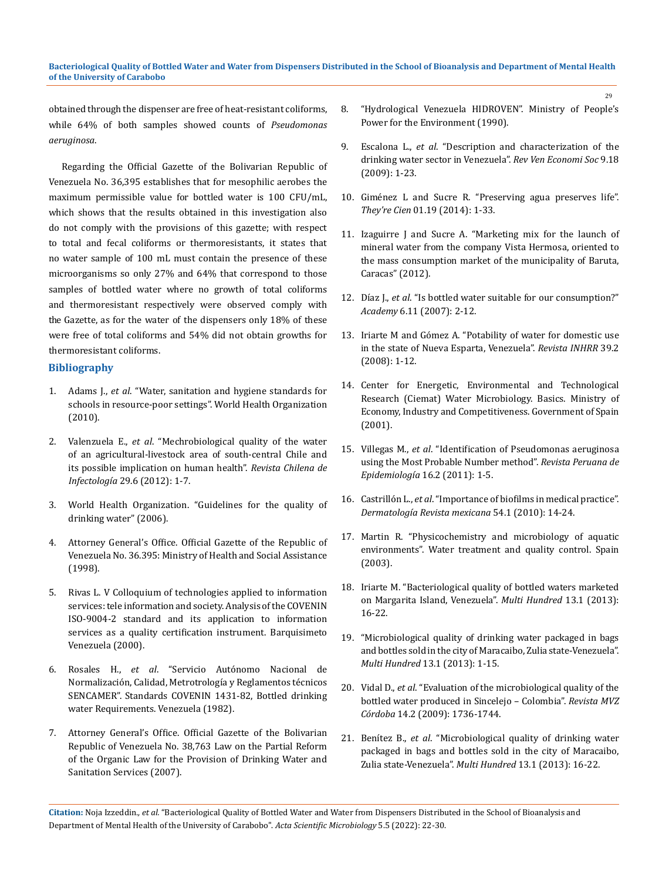obtained through the dispenser are free of heat-resistant coliforms, while 64% of both samples showed counts of *Pseudomonas aeruginosa*.

Regarding the Official Gazette of the Bolivarian Republic of Venezuela No. 36,395 establishes that for mesophilic aerobes the maximum permissible value for bottled water is 100 CFU/mL, which shows that the results obtained in this investigation also do not comply with the provisions of this gazette; with respect to total and fecal coliforms or thermoresistants, it states that no water sample of 100 mL must contain the presence of these microorganisms so only 27% and 64% that correspond to those samples of bottled water where no growth of total coliforms and thermoresistant respectively were observed comply with the Gazette, as for the water of the dispensers only 18% of these were free of total coliforms and 54% did not obtain growths for thermoresistant coliforms.

## Bibliography

1. Adams J., *et al*. "Water, sanitation and hygiene standards for schools in resource-poor settings". World Health Organization (2010).
2. Valenzuela E., *et al*. "Mechrobiological quality of the water of an agricultural-livestock area of south-central Chile and its possible implication on human health". *Revista Chilena de Infectología* 29.6 (2012): 1-7.
3. World Health Organization. "Guidelines for the quality of drinking water" (2006).
4. Attorney General's Office. Official Gazette of the Republic of Venezuela No. 36.395: Ministry of Health and Social Assistance (1998).
5. Rivas L. V Colloquium of technologies applied to information services: tele information and society. Analysis of the COVENIN ISO-9004-2 standard and its application to information services as a quality certification instrument. Barquisimeto Venezuela (2000).
6. Rosales H., *et al*. "Servicio Autónomo Nacional de Normalización, Calidad, Metrotrología y Reglamentos técnicos SENCAMER". Standards COVENIN 1431-82, Bottled drinking water Requirements. Venezuela (1982).
7. Attorney General's Office. Official Gazette of the Bolivarian Republic of Venezuela No. 38,763 Law on the Partial Reform of the Organic Law for the Provision of Drinking Water and Sanitation Services (2007).
8. "Hydrological Venezuela HIDROVEN". Ministry of People's Power for the Environment (1990).
9. Escalona L., *et al*. "Description and characterization of the drinking water sector in Venezuela". *Rev Ven Economi Soc* 9.18 (2009): 1-23.
10. Giménez L and Sucre R. "Preserving agua preserves life". *They're Cien* 01.19 (2014): 1-33.
11. Izaguirre J and Sucre A. "Marketing mix for the launch of mineral water from the company Vista Hermosa, oriented to the mass consumption market of the municipality of Baruta, Caracas" (2012).
12. Díaz J., *et al*. "Is bottled water suitable for our consumption?" *Academy* 6.11 (2007): 2-12.
13. Iriarte M and Gómez A. "Potability of water for domestic use in the state of Nueva Esparta, Venezuela". *Revista INHRR* 39.2 (2008): 1-12.
14. Center for Energetic, Environmental and Technological Research (Ciemat) Water Microbiology. Basics. Ministry of Economy, Industry and Competitiveness. Government of Spain (2001).
15. Villegas M., *et al*. "Identification of Pseudomonas aeruginosa using the Most Probable Number method". *Revista Peruana de Epidemiología* 16.2 (2011): 1-5.
16. Castrillón L., *et al*. "Importance of biofilms in medical practice". *Dermatología Revista mexicana* 54.1 (2010): 14-24.
17. Martin R. "Physicochemistry and microbiology of aquatic environments". Water treatment and quality control. Spain (2003).
18. Iriarte M. "Bacteriological quality of bottled waters marketed on Margarita Island, Venezuela". *Multi Hundred* 13.1 (2013): 16-22.
19. "Microbiological quality of drinking water packaged in bags and bottles sold in the city of Maracaibo, Zulia state-Venezuela". *Multi Hundred* 13.1 (2013): 1-15.
20. Vidal D., *et al*. "Evaluation of the microbiological quality of the bottled water produced in Sincelejo – Colombia". *Revista MVZ Córdoba* 14.2 (2009): 1736-1744.
21. Benítez B., *et al*. "Microbiological quality of drinking water packaged in bags and bottles sold in the city of Maracaibo, Zulia state-Venezuela". *Multi Hundred* 13.1 (2013): 16-22.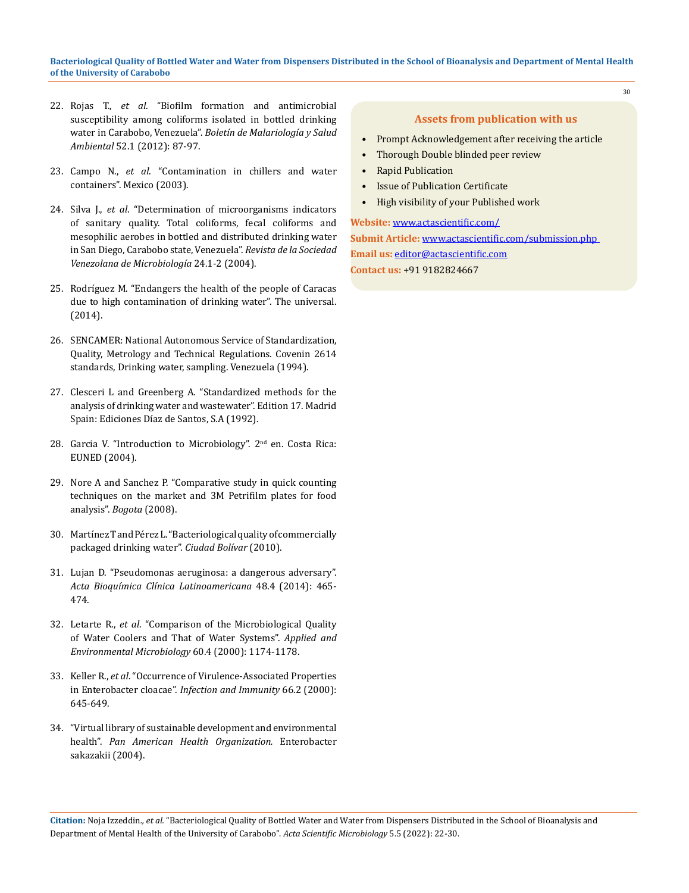22. Rojas T., *et al*. "Biofilm formation and antimicrobial susceptibility among coliforms isolated in bottled drinking water in Carabobo, Venezuela". *Boletín de Malariología y Salud Ambiental* 52.1 (2012): 87-97.

23. Campo N., *et al*. "Contamination in chillers and water containers". Mexico (2003).

24. Silva J., *et al*. "Determination of microorganisms indicators of sanitary quality. Total coliforms, fecal coliforms and mesophilic aerobes in bottled and distributed drinking water in San Diego, Carabobo state, Venezuela". *Revista de la Sociedad Venezolana de Microbiología* 24.1-2 (2004).

25. Rodríguez M. "Endangers the health of the people of Caracas due to high contamination of drinking water". The universal. (2014).

26. SENCAMER: National Autonomous Service of Standardization, Quality, Metrology and Technical Regulations. Covenin 2614 standards, Drinking water, sampling. Venezuela (1994).

27. Clesceri L and Greenberg A. "Standardized methods for the analysis of drinking water and wastewater". Edition 17. Madrid Spain: Ediciones Díaz de Santos, S.A (1992).

28. Garcia V. "Introduction to Microbiology". 2nd en. Costa Rica: EUNED (2004).

29. Nore A and Sanchez P. "Comparative study in quick counting techniques on the market and 3M Petrifilm plates for food analysis". *Bogota* (2008).

30. Martínez T and Pérez L. "Bacteriological quality of commercially packaged drinking water". *Ciudad Bolívar* (2010).

31. Lujan D. "Pseudomonas aeruginosa: a dangerous adversary". *Acta Bioquímica Clínica Latinoamericana* 48.4 (2014): 465-474.

32. Letarte R., *et al*. "Comparison of the Microbiological Quality of Water Coolers and That of Water Systems". *Applied and Environmental Microbiology* 60.4 (2000): 1174-1178.

33. Keller R., *et al*. "Occurrence of Virulence-Associated Properties in Enterobacter cloacae". *Infection and Immunity* 66.2 (2000): 645-649.

34. "Virtual library of sustainable development and environmental health". *Pan American Health Organization.* Enterobacter sakazakii (2004).

**Assets from publication with us**

- Prompt Acknowledgement after receiving the article
- Thorough Double blinded peer review
- Rapid Publication
- Issue of Publication Certificate
- High visibility of your Published work

**Website:** www.actascientific.com/
**Submit Article:** www.actascientific.com/submission.php
**Email us:** editor@actascientific.com
**Contact us:** +91 9182824667